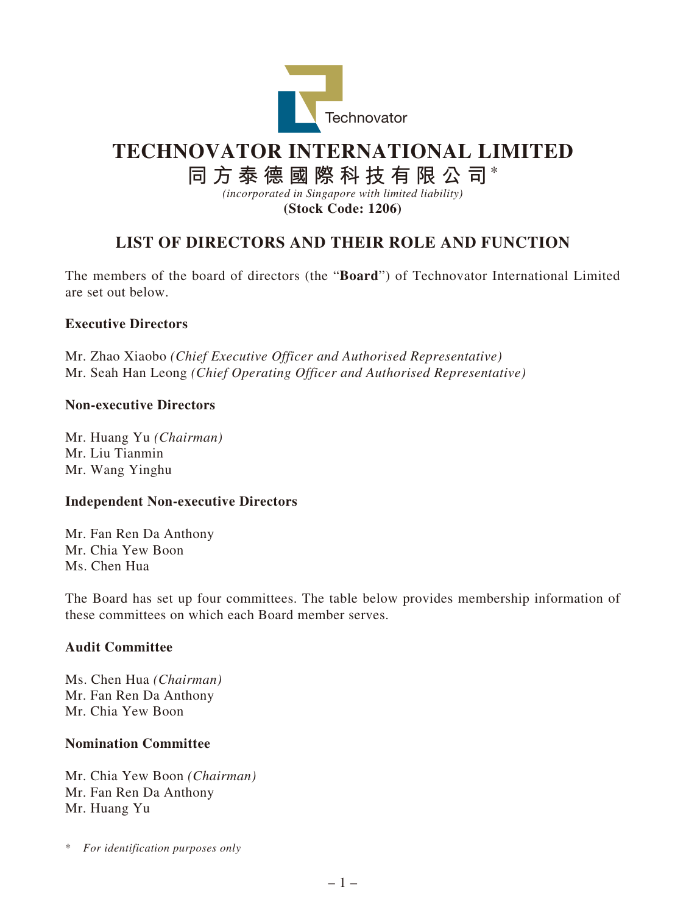# TECHNOVATOR INTERNATIONAL LIMITED

# 同方泰德國際科技有限公司*

*(incorporated in Singapore with limited liability)*

**(Stock Code: 1206)**

## LIST OF DIRECTORS AND THEIR ROLE AND FUNCTION

The members of the board of directors (the "**Board**") of Technovator International Limited are set out below.

### Executive Directors

Mr. Zhao Xiaobo *(Chief Executive Officer and Authorised Representative)*
Mr. Seah Han Leong *(Chief Operating Officer and Authorised Representative)*

### Non-executive Directors

Mr. Huang Yu *(Chairman)*
Mr. Liu Tianmin
Mr. Wang Yinghu

### Independent Non-executive Directors

Mr. Fan Ren Da Anthony
Mr. Chia Yew Boon
Ms. Chen Hua

The Board has set up four committees. The table below provides membership information of these committees on which each Board member serves.

### Audit Committee

Ms. Chen Hua *(Chairman)*
Mr. Fan Ren Da Anthony
Mr. Chia Yew Boon

### Nomination Committee

Mr. Chia Yew Boon *(Chairman)*
Mr. Fan Ren Da Anthony
Mr. Huang Yu

\* *For identification purposes only*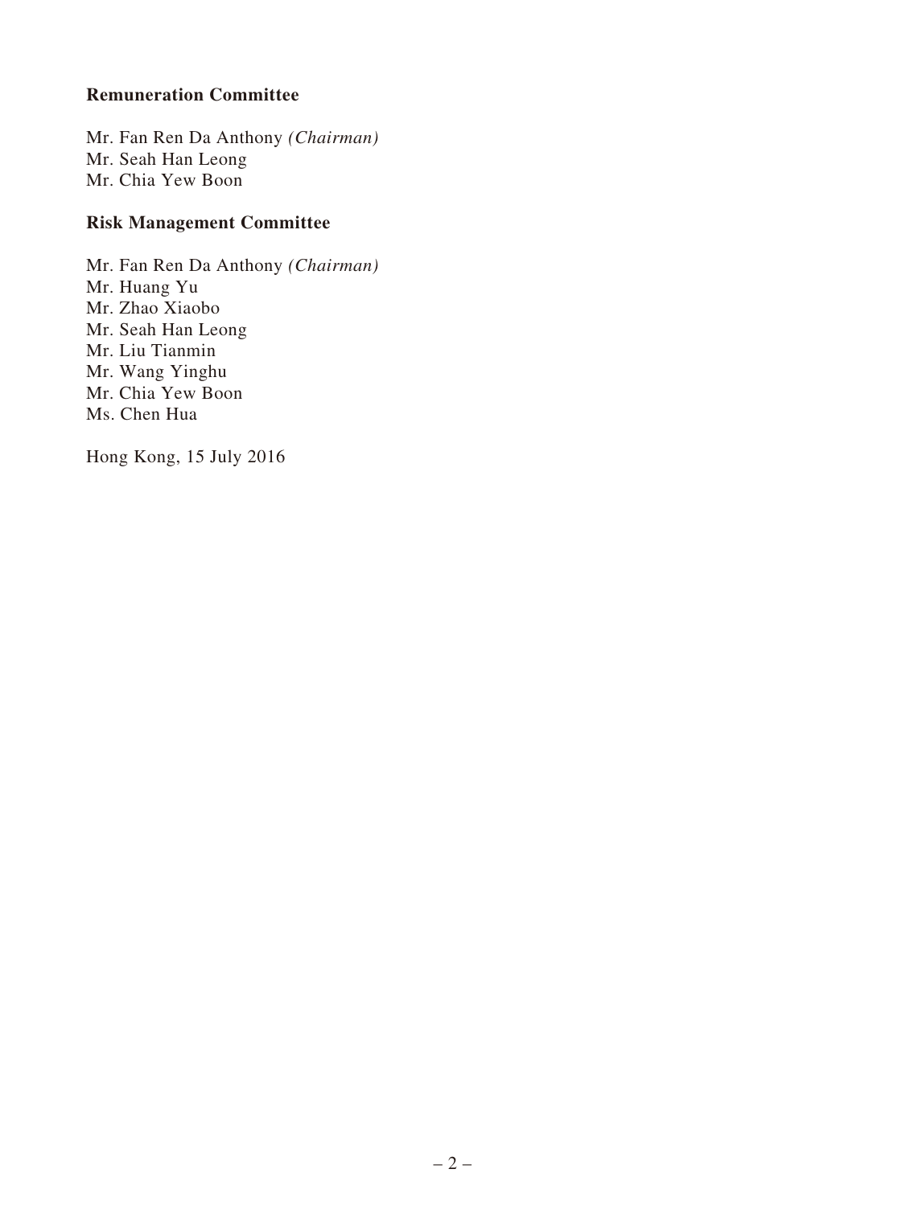**Remuneration Committee**

Mr. Fan Ren Da Anthony *(Chairman)*
Mr. Seah Han Leong
Mr. Chia Yew Boon

**Risk Management Committee**

Mr. Fan Ren Da Anthony *(Chairman)*
Mr. Huang Yu
Mr. Zhao Xiaobo
Mr. Seah Han Leong
Mr. Liu Tianmin
Mr. Wang Yinghu
Mr. Chia Yew Boon
Ms. Chen Hua

Hong Kong, 15 July 2016